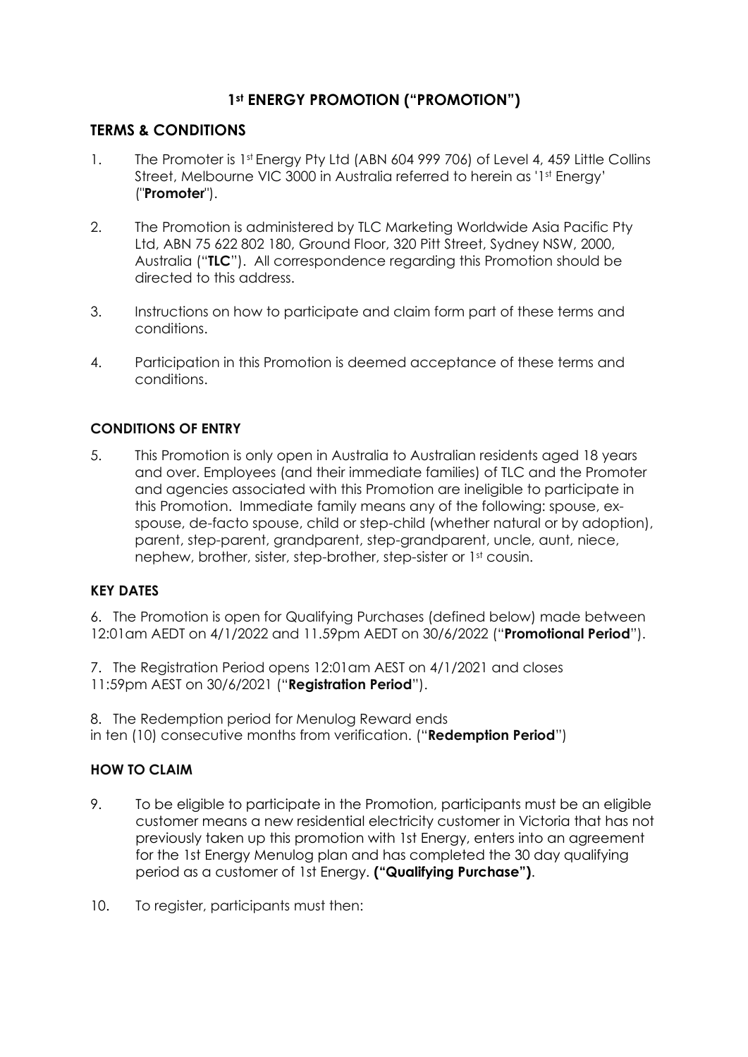# 1st ENERGY PROMOTION ("PROMOTION")

## TERMS & CONDITIONS

1. The Promoter is 1st Energy Pty Ltd (ABN 604 999 706) of Level 4, 459 Little Collins Street, Melbourne VIC 3000 in Australia referred to herein as '1st Energy' ("**Promoter**").

2. The Promotion is administered by TLC Marketing Worldwide Asia Pacific Pty Ltd, ABN 75 622 802 180, Ground Floor, 320 Pitt Street, Sydney NSW, 2000, Australia ("**TLC**"). All correspondence regarding this Promotion should be directed to this address.

3. Instructions on how to participate and claim form part of these terms and conditions.

4. Participation in this Promotion is deemed acceptance of these terms and conditions.

### CONDITIONS OF ENTRY

5. This Promotion is only open in Australia to Australian residents aged 18 years and over. Employees (and their immediate families) of TLC and the Promoter and agencies associated with this Promotion are ineligible to participate in this Promotion. Immediate family means any of the following: spouse, ex-spouse, de-facto spouse, child or step-child (whether natural or by adoption), parent, step-parent, grandparent, step-grandparent, uncle, aunt, niece, nephew, brother, sister, step-brother, step-sister or 1st cousin.

### KEY DATES

6. The Promotion is open for Qualifying Purchases (defined below) made between 12:01am AEDT on 4/1/2022 and 11.59pm AEDT on 30/6/2022 ("**Promotional Period**").

7. The Registration Period opens 12:01am AEST on 4/1/2021 and closes 11:59pm AEST on 30/6/2021 ("**Registration Period**").

8. The Redemption period for Menulog Reward ends in ten (10) consecutive months from verification. ("**Redemption Period**")

### HOW TO CLAIM

9. To be eligible to participate in the Promotion, participants must be an eligible customer means a new residential electricity customer in Victoria that has not previously taken up this promotion with 1st Energy, enters into an agreement for the 1st Energy Menulog plan and has completed the 30 day qualifying period as a customer of 1st Energy. **("Qualifying Purchase")**.

10. To register, participants must then: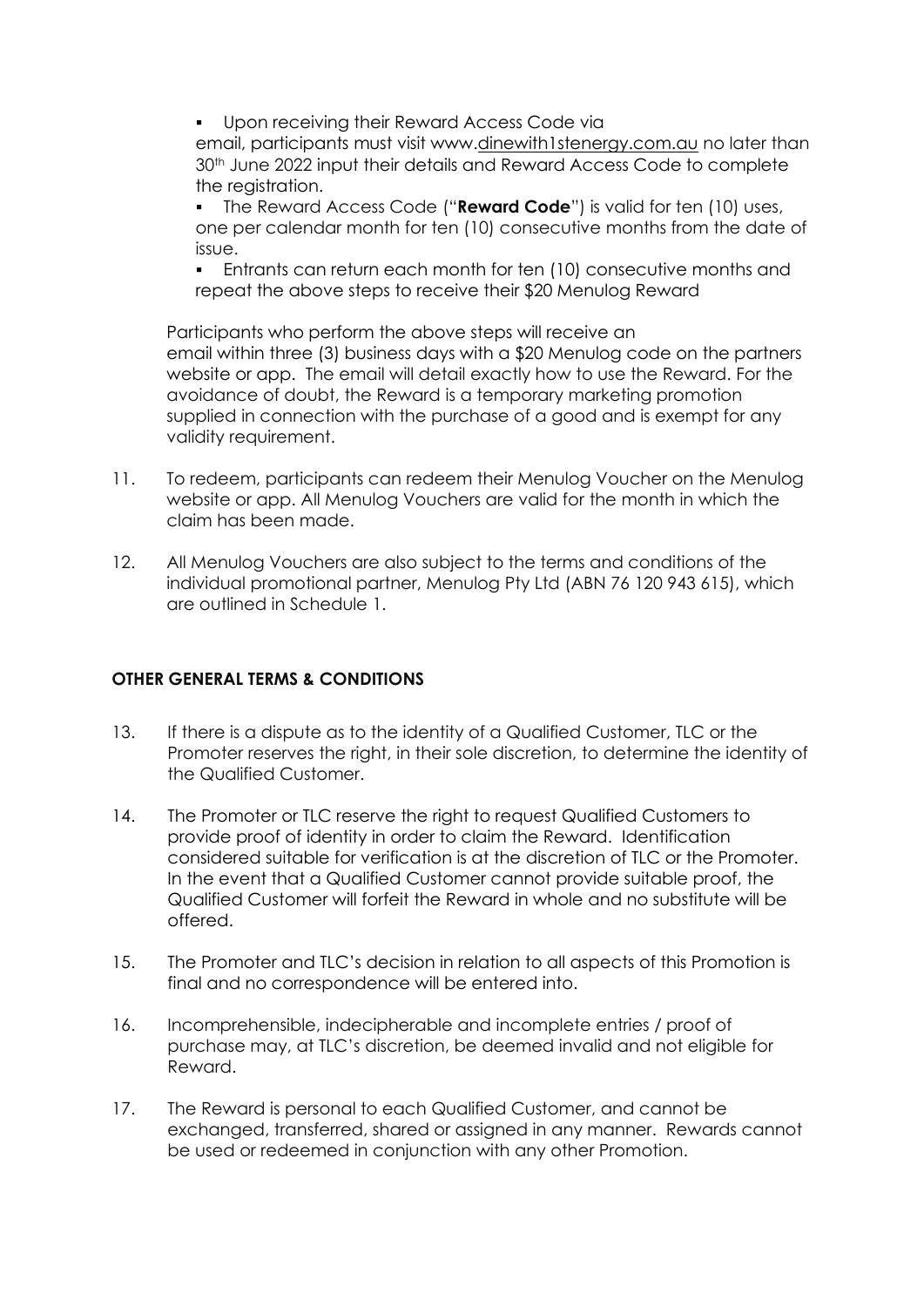- Upon receiving their Reward Access Code via email, participants must visit www.dinewith1stenergy.com.au no later than 30th June 2022 input their details and Reward Access Code to complete the registration.
- The Reward Access Code ("**Reward Code**") is valid for ten (10) uses, one per calendar month for ten (10) consecutive months from the date of issue.
- Entrants can return each month for ten (10) consecutive months and repeat the above steps to receive their $20 Menulog Reward

Participants who perform the above steps will receive an email within three (3) business days with a $20 Menulog code on the partners website or app. The email will detail exactly how to use the Reward. For the avoidance of doubt, the Reward is a temporary marketing promotion supplied in connection with the purchase of a good and is exempt for any validity requirement.

11. To redeem, participants can redeem their Menulog Voucher on the Menulog website or app. All Menulog Vouchers are valid for the month in which the claim has been made.

12. All Menulog Vouchers are also subject to the terms and conditions of the individual promotional partner, Menulog Pty Ltd (ABN 76 120 943 615), which are outlined in Schedule 1.

**OTHER GENERAL TERMS & CONDITIONS**

13. If there is a dispute as to the identity of a Qualified Customer, TLC or the Promoter reserves the right, in their sole discretion, to determine the identity of the Qualified Customer.

14. The Promoter or TLC reserve the right to request Qualified Customers to provide proof of identity in order to claim the Reward. Identification considered suitable for verification is at the discretion of TLC or the Promoter. In the event that a Qualified Customer cannot provide suitable proof, the Qualified Customer will forfeit the Reward in whole and no substitute will be offered.

15. The Promoter and TLC's decision in relation to all aspects of this Promotion is final and no correspondence will be entered into.

16. Incomprehensible, indecipherable and incomplete entries / proof of purchase may, at TLC's discretion, be deemed invalid and not eligible for Reward.

17. The Reward is personal to each Qualified Customer, and cannot be exchanged, transferred, shared or assigned in any manner. Rewards cannot be used or redeemed in conjunction with any other Promotion.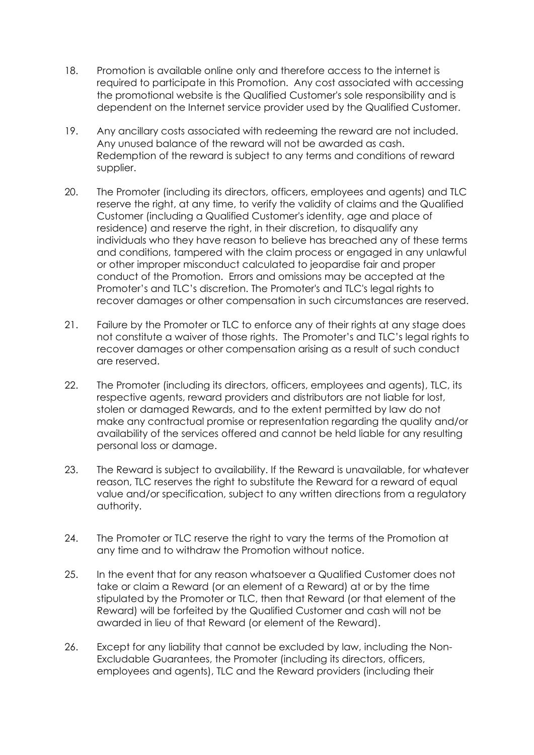18. Promotion is available online only and therefore access to the internet is required to participate in this Promotion. Any cost associated with accessing the promotional website is the Qualified Customer's sole responsibility and is dependent on the Internet service provider used by the Qualified Customer.

19. Any ancillary costs associated with redeeming the reward are not included. Any unused balance of the reward will not be awarded as cash. Redemption of the reward is subject to any terms and conditions of reward supplier.

20. The Promoter (including its directors, officers, employees and agents) and TLC reserve the right, at any time, to verify the validity of claims and the Qualified Customer (including a Qualified Customer's identity, age and place of residence) and reserve the right, in their discretion, to disqualify any individuals who they have reason to believe has breached any of these terms and conditions, tampered with the claim process or engaged in any unlawful or other improper misconduct calculated to jeopardise fair and proper conduct of the Promotion. Errors and omissions may be accepted at the Promoter's and TLC's discretion. The Promoter's and TLC's legal rights to recover damages or other compensation in such circumstances are reserved.

21. Failure by the Promoter or TLC to enforce any of their rights at any stage does not constitute a waiver of those rights. The Promoter's and TLC's legal rights to recover damages or other compensation arising as a result of such conduct are reserved.

22. The Promoter (including its directors, officers, employees and agents), TLC, its respective agents, reward providers and distributors are not liable for lost, stolen or damaged Rewards, and to the extent permitted by law do not make any contractual promise or representation regarding the quality and/or availability of the services offered and cannot be held liable for any resulting personal loss or damage.

23. The Reward is subject to availability. If the Reward is unavailable, for whatever reason, TLC reserves the right to substitute the Reward for a reward of equal value and/or specification, subject to any written directions from a regulatory authority.

24. The Promoter or TLC reserve the right to vary the terms of the Promotion at any time and to withdraw the Promotion without notice.

25. In the event that for any reason whatsoever a Qualified Customer does not take or claim a Reward (or an element of a Reward) at or by the time stipulated by the Promoter or TLC, then that Reward (or that element of the Reward) will be forfeited by the Qualified Customer and cash will not be awarded in lieu of that Reward (or element of the Reward).

26. Except for any liability that cannot be excluded by law, including the Non-Excludable Guarantees, the Promoter (including its directors, officers, employees and agents), TLC and the Reward providers (including their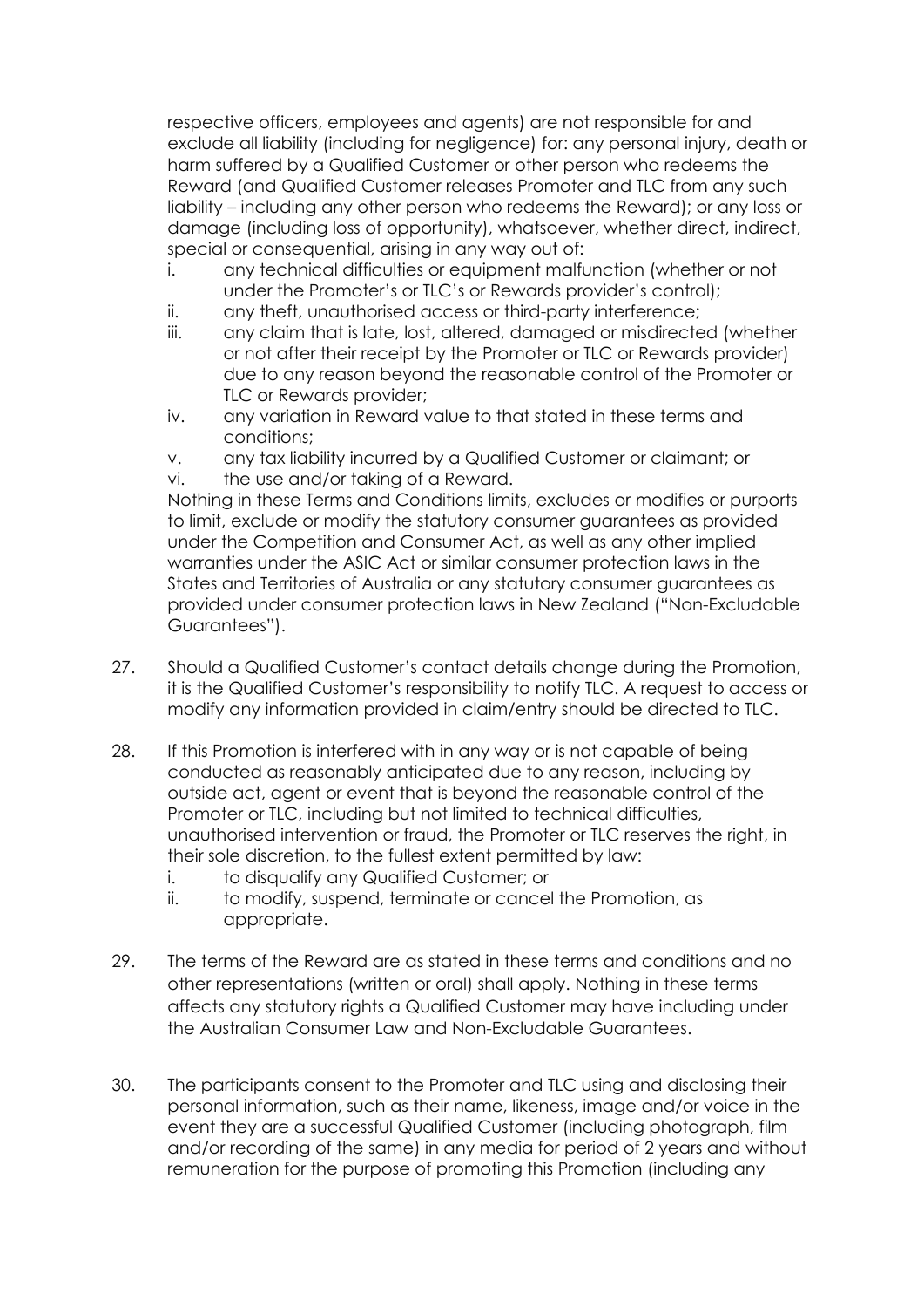respective officers, employees and agents) are not responsible for and exclude all liability (including for negligence) for: any personal injury, death or harm suffered by a Qualified Customer or other person who redeems the Reward (and Qualified Customer releases Promoter and TLC from any such liability – including any other person who redeems the Reward); or any loss or damage (including loss of opportunity), whatsoever, whether direct, indirect, special or consequential, arising in any way out of:

i. any technical difficulties or equipment malfunction (whether or not under the Promoter's or TLC's or Rewards provider's control);
ii. any theft, unauthorised access or third-party interference;
iii. any claim that is late, lost, altered, damaged or misdirected (whether or not after their receipt by the Promoter or TLC or Rewards provider) due to any reason beyond the reasonable control of the Promoter or TLC or Rewards provider;
iv. any variation in Reward value to that stated in these terms and conditions;
v. any tax liability incurred by a Qualified Customer or claimant; or
vi. the use and/or taking of a Reward.

Nothing in these Terms and Conditions limits, excludes or modifies or purports to limit, exclude or modify the statutory consumer guarantees as provided under the Competition and Consumer Act, as well as any other implied warranties under the ASIC Act or similar consumer protection laws in the States and Territories of Australia or any statutory consumer guarantees as provided under consumer protection laws in New Zealand ("Non-Excludable Guarantees").

27. Should a Qualified Customer's contact details change during the Promotion, it is the Qualified Customer's responsibility to notify TLC. A request to access or modify any information provided in claim/entry should be directed to TLC.

28. If this Promotion is interfered with in any way or is not capable of being conducted as reasonably anticipated due to any reason, including by outside act, agent or event that is beyond the reasonable control of the Promoter or TLC, including but not limited to technical difficulties, unauthorised intervention or fraud, the Promoter or TLC reserves the right, in their sole discretion, to the fullest extent permitted by law:
    i. to disqualify any Qualified Customer; or
    ii. to modify, suspend, terminate or cancel the Promotion, as appropriate.

29. The terms of the Reward are as stated in these terms and conditions and no other representations (written or oral) shall apply. Nothing in these terms affects any statutory rights a Qualified Customer may have including under the Australian Consumer Law and Non-Excludable Guarantees.

30. The participants consent to the Promoter and TLC using and disclosing their personal information, such as their name, likeness, image and/or voice in the event they are a successful Qualified Customer (including photograph, film and/or recording of the same) in any media for period of 2 years and without remuneration for the purpose of promoting this Promotion (including any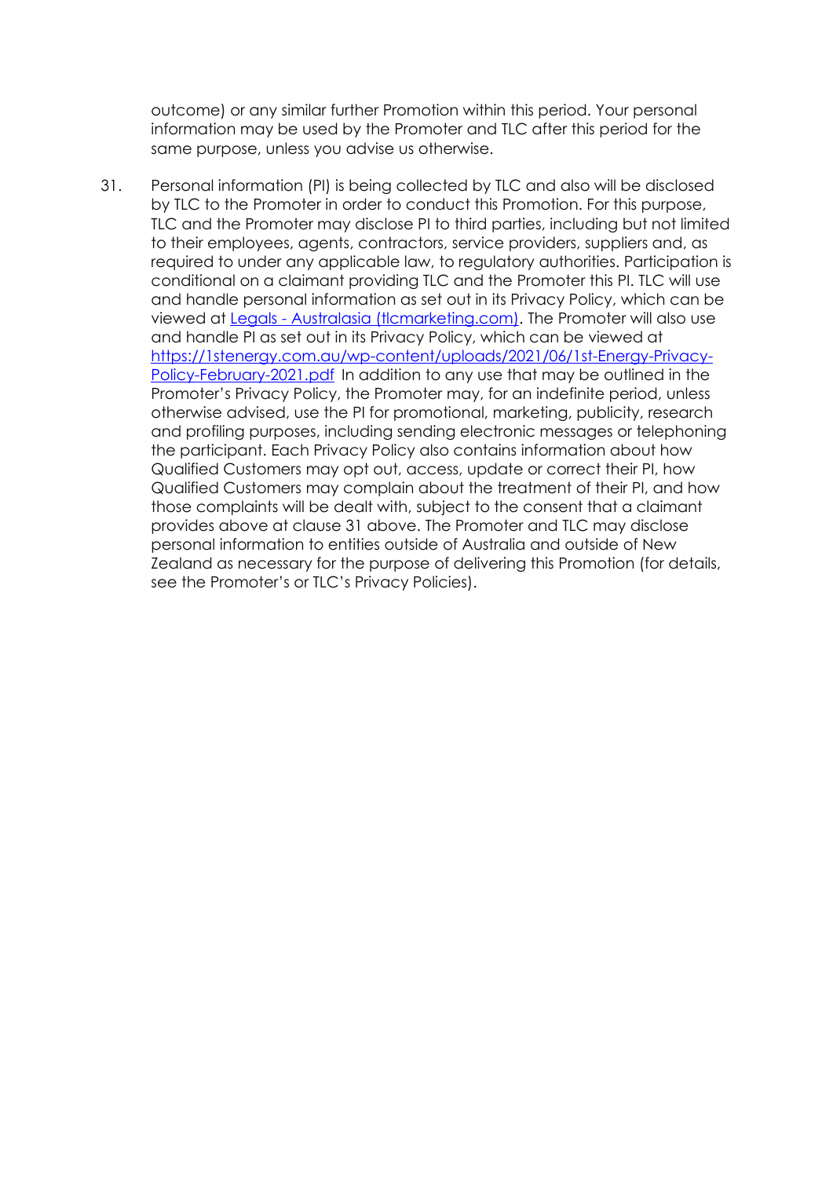outcome) or any similar further Promotion within this period. Your personal information may be used by the Promoter and TLC after this period for the same purpose, unless you advise us otherwise.

31. Personal information (PI) is being collected by TLC and also will be disclosed by TLC to the Promoter in order to conduct this Promotion. For this purpose, TLC and the Promoter may disclose PI to third parties, including but not limited to their employees, agents, contractors, service providers, suppliers and, as required to under any applicable law, to regulatory authorities. Participation is conditional on a claimant providing TLC and the Promoter this PI. TLC will use and handle personal information as set out in its Privacy Policy, which can be viewed at [Legals - Australasia (tlcmarketing.com)](). The Promoter will also use and handle PI as set out in its Privacy Policy, which can be viewed at [https://1stenergy.com.au/wp-content/uploads/2021/06/1st-Energy-Privacy-Policy-February-2021.pdf](https://1stenergy.com.au/wp-content/uploads/2021/06/1st-Energy-Privacy-Policy-February-2021.pdf) In addition to any use that may be outlined in the Promoter's Privacy Policy, the Promoter may, for an indefinite period, unless otherwise advised, use the PI for promotional, marketing, publicity, research and profiling purposes, including sending electronic messages or telephoning the participant. Each Privacy Policy also contains information about how Qualified Customers may opt out, access, update or correct their PI, how Qualified Customers may complain about the treatment of their PI, and how those complaints will be dealt with, subject to the consent that a claimant provides above at clause 31 above. The Promoter and TLC may disclose personal information to entities outside of Australia and outside of New Zealand as necessary for the purpose of delivering this Promotion (for details, see the Promoter's or TLC's Privacy Policies).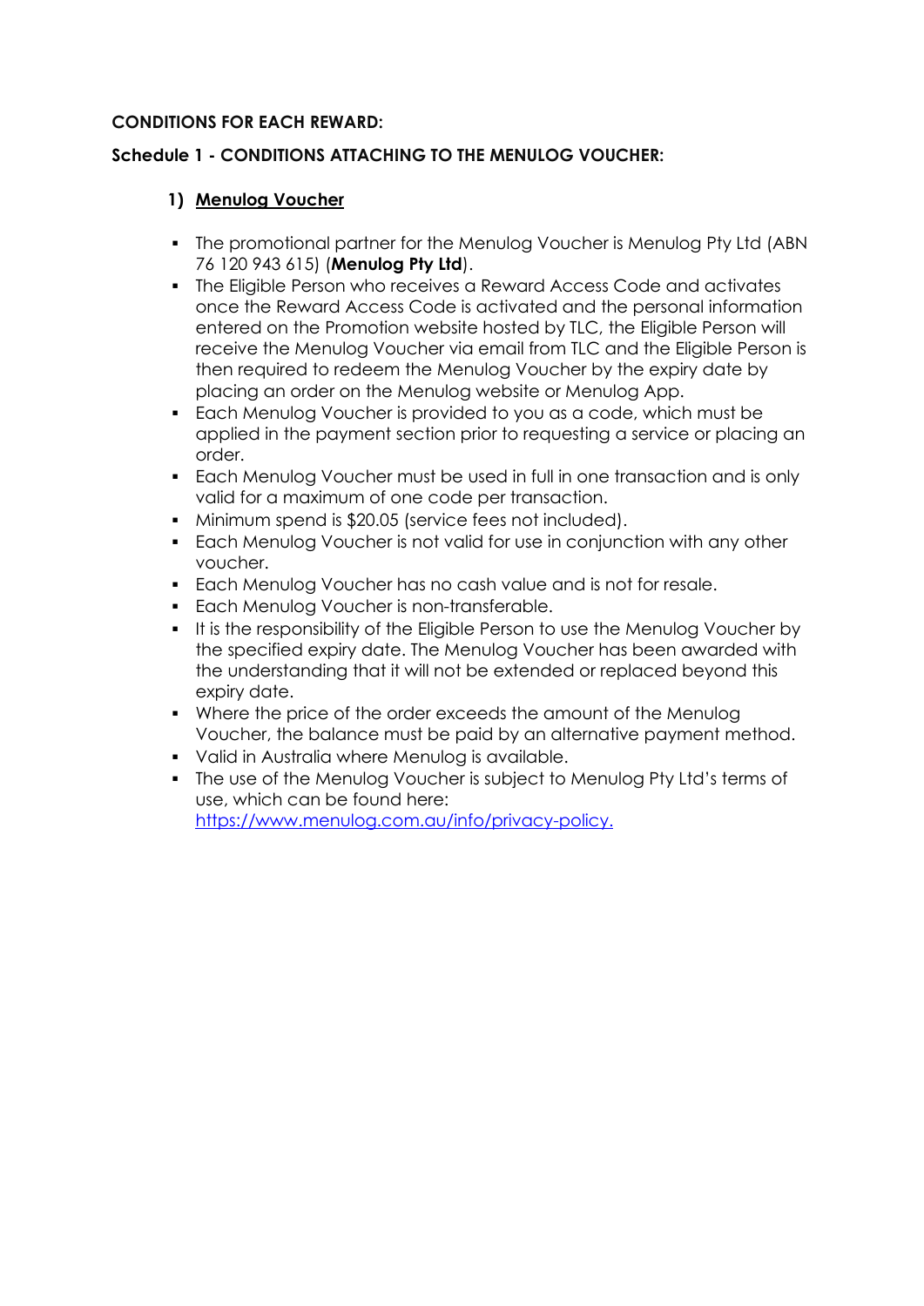**CONDITIONS FOR EACH REWARD:**

**Schedule 1 - CONDITIONS ATTACHING TO THE MENULOG VOUCHER:**

1) **Menulog Voucher**

- The promotional partner for the Menulog Voucher is Menulog Pty Ltd (ABN 76 120 943 615) (**Menulog Pty Ltd**).
- The Eligible Person who receives a Reward Access Code and activates once the Reward Access Code is activated and the personal information entered on the Promotion website hosted by TLC, the Eligible Person will receive the Menulog Voucher via email from TLC and the Eligible Person is then required to redeem the Menulog Voucher by the expiry date by placing an order on the Menulog website or Menulog App.
- Each Menulog Voucher is provided to you as a code, which must be applied in the payment section prior to requesting a service or placing an order.
- Each Menulog Voucher must be used in full in one transaction and is only valid for a maximum of one code per transaction.
- Minimum spend is $20.05 (service fees not included).
- Each Menulog Voucher is not valid for use in conjunction with any other voucher.
- Each Menulog Voucher has no cash value and is not for resale.
- Each Menulog Voucher is non-transferable.
- It is the responsibility of the Eligible Person to use the Menulog Voucher by the specified expiry date. The Menulog Voucher has been awarded with the understanding that it will not be extended or replaced beyond this expiry date.
- Where the price of the order exceeds the amount of the Menulog Voucher, the balance must be paid by an alternative payment method.
- Valid in Australia where Menulog is available.
- The use of the Menulog Voucher is subject to Menulog Pty Ltd's terms of use, which can be found here: [https://www.menulog.com.au/info/privacy-policy.](https://www.menulog.com.au/info/privacy-policy)